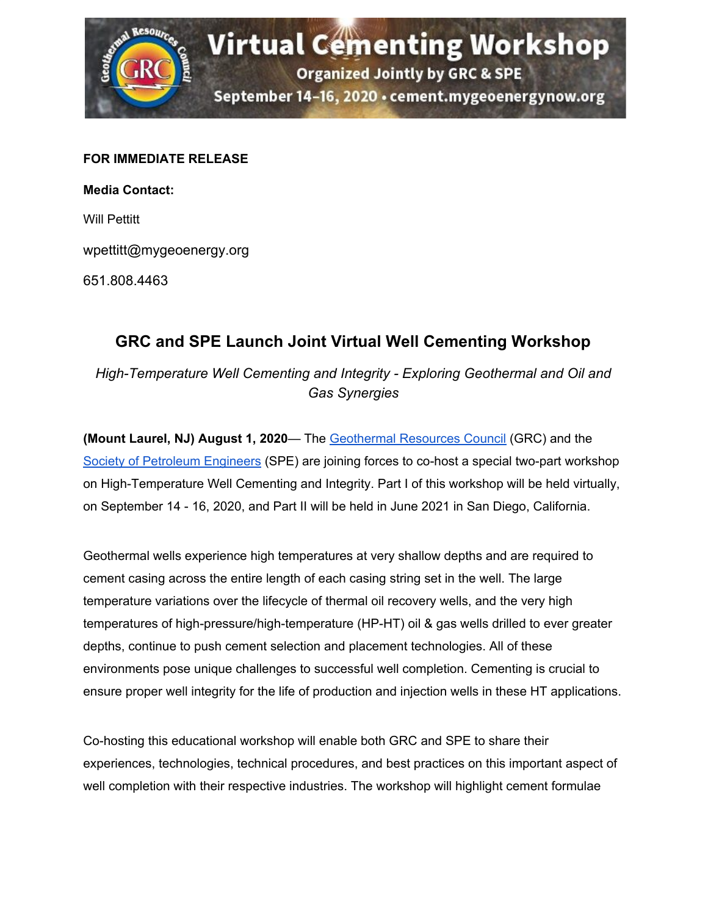Virtual Cementing Workshop

Organized Jointly by GRC & SPE

September 14–16, 2020 • cement.mygeoenergynow.org

**FOR IMMEDIATE RELEASE**

**Media Contact:**

Will Pettitt

wpettitt@mygeoenergy.org

651.808.4463

## GRC and SPE Launch Joint Virtual Well Cementing Workshop

*High-Temperature Well Cementing and Integrity - Exploring Geothermal and Oil and Gas Synergies*

**(Mount Laurel, NJ) August 1, 2020**— The Geothermal Resources Council (GRC) and the Society of Petroleum Engineers (SPE) are joining forces to co-host a special two-part workshop on High-Temperature Well Cementing and Integrity. Part I of this workshop will be held virtually, on September 14 - 16, 2020, and Part II will be held in June 2021 in San Diego, California.

Geothermal wells experience high temperatures at very shallow depths and are required to cement casing across the entire length of each casing string set in the well. The large temperature variations over the lifecycle of thermal oil recovery wells, and the very high temperatures of high-pressure/high-temperature (HP-HT) oil & gas wells drilled to ever greater depths, continue to push cement selection and placement technologies. All of these environments pose unique challenges to successful well completion. Cementing is crucial to ensure proper well integrity for the life of production and injection wells in these HT applications.

Co-hosting this educational workshop will enable both GRC and SPE to share their experiences, technologies, technical procedures, and best practices on this important aspect of well completion with their respective industries. The workshop will highlight cement formulae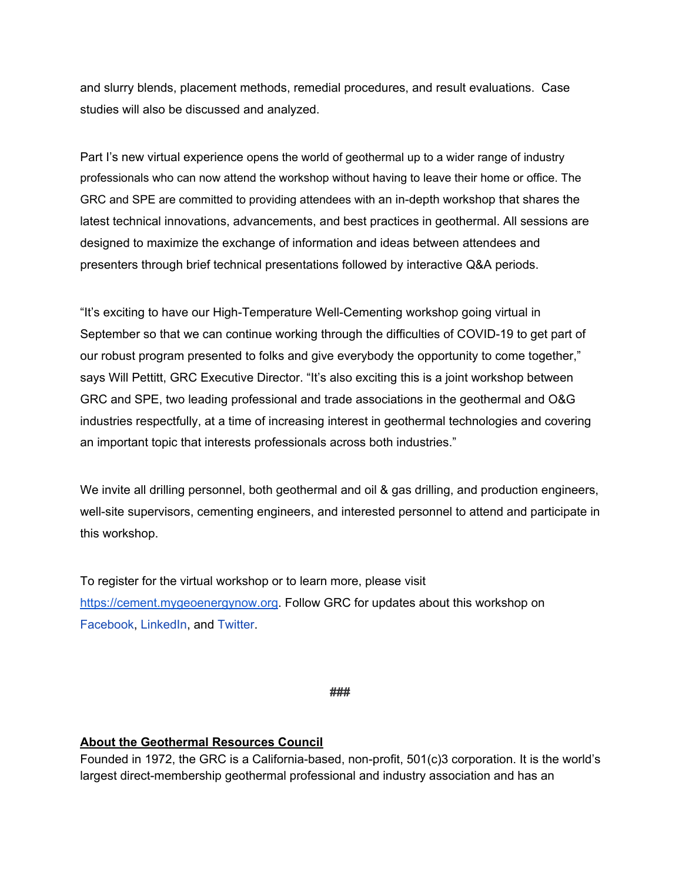and slurry blends, placement methods, remedial procedures, and result evaluations. Case studies will also be discussed and analyzed.

Part I's new virtual experience opens the world of geothermal up to a wider range of industry professionals who can now attend the workshop without having to leave their home or office. The GRC and SPE are committed to providing attendees with an in-depth workshop that shares the latest technical innovations, advancements, and best practices in geothermal. All sessions are designed to maximize the exchange of information and ideas between attendees and presenters through brief technical presentations followed by interactive Q&A periods.

"It's exciting to have our High-Temperature Well-Cementing workshop going virtual in September so that we can continue working through the difficulties of COVID-19 to get part of our robust program presented to folks and give everybody the opportunity to come together," says Will Pettitt, GRC Executive Director. "It's also exciting this is a joint workshop between GRC and SPE, two leading professional and trade associations in the geothermal and O&G industries respectfully, at a time of increasing interest in geothermal technologies and covering an important topic that interests professionals across both industries."

We invite all drilling personnel, both geothermal and oil & gas drilling, and production engineers, well-site supervisors, cementing engineers, and interested personnel to attend and participate in this workshop.

To register for the virtual workshop or to learn more, please visit [https://cement.mygeoenergynow.org](https://cement.mygeoenergynow.org). Follow GRC for updates about this workshop on Facebook, LinkedIn, and Twitter.

###

**About the Geothermal Resources Council**

Founded in 1972, the GRC is a California-based, non-profit, 501(c)3 corporation. It is the world's largest direct-membership geothermal professional and industry association and has an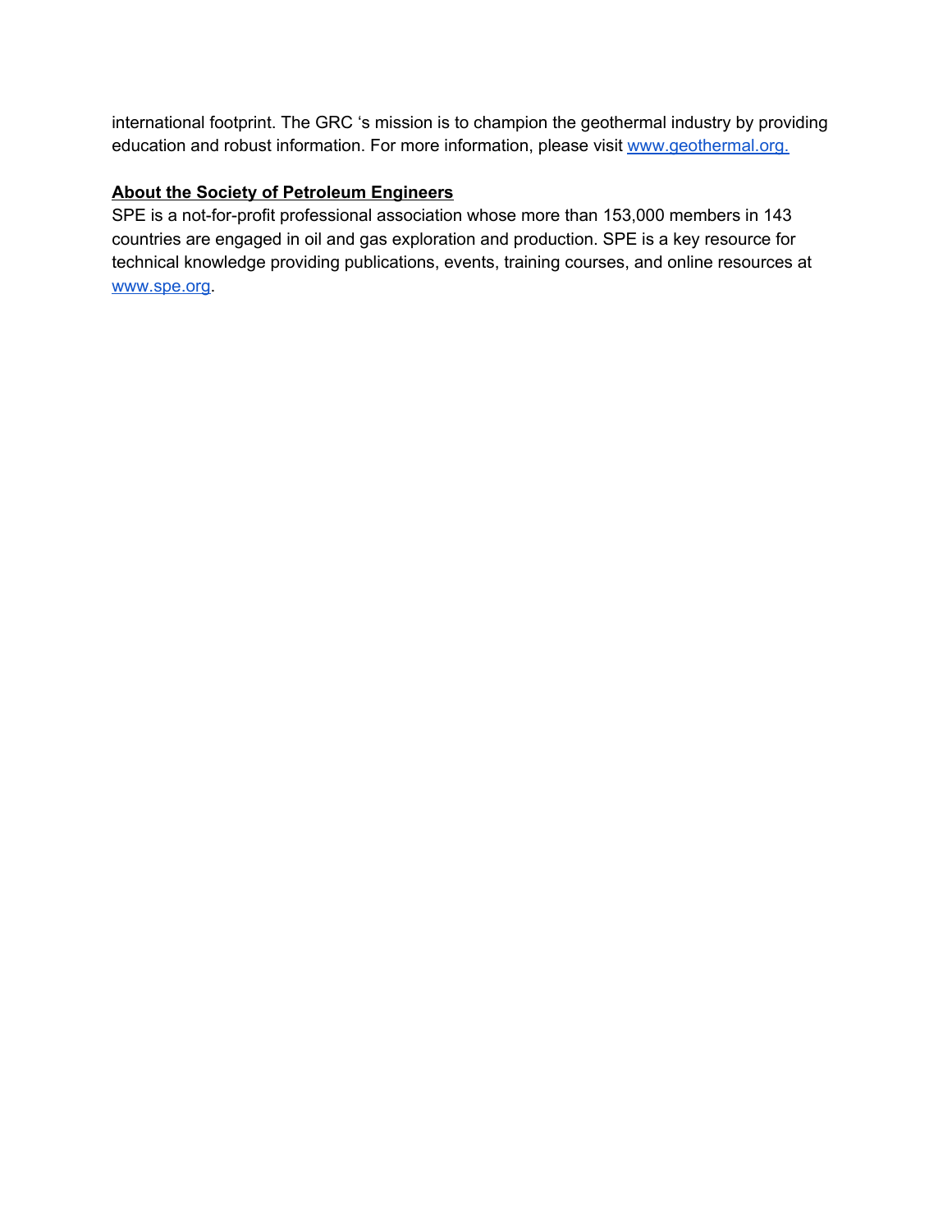international footprint. The GRC 's mission is to champion the geothermal industry by providing education and robust information. For more information, please visit www.geothermal.org.

**About the Society of Petroleum Engineers**

SPE is a not-for-profit professional association whose more than 153,000 members in 143 countries are engaged in oil and gas exploration and production. SPE is a key resource for technical knowledge providing publications, events, training courses, and online resources at www.spe.org.